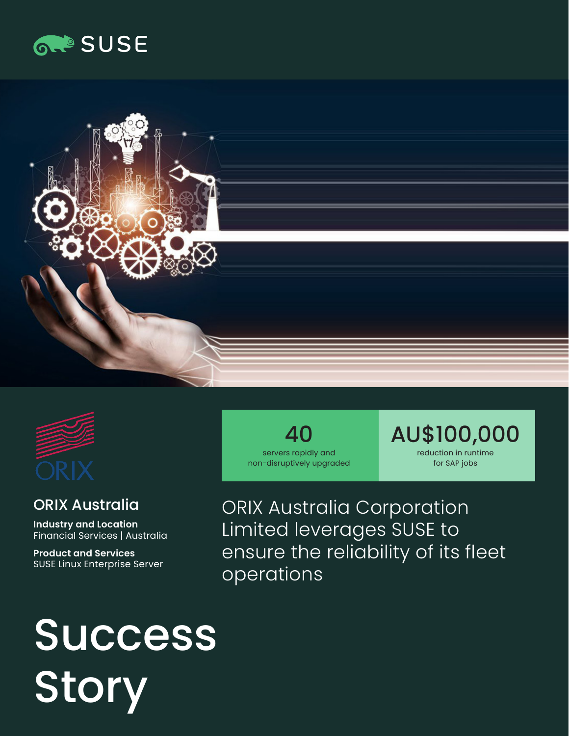SUSE

ORIX

**40**
servers rapidly and non-disruptively upgraded

**AU$100,000**
reduction in runtime for SAP jobs

## ORIX Australia

**Industry and Location**
Financial Services | Australia

**Product and Services**
SUSE Linux Enterprise Server

ORIX Australia Corporation Limited leverages SUSE to ensure the reliability of its fleet operations

# Success Story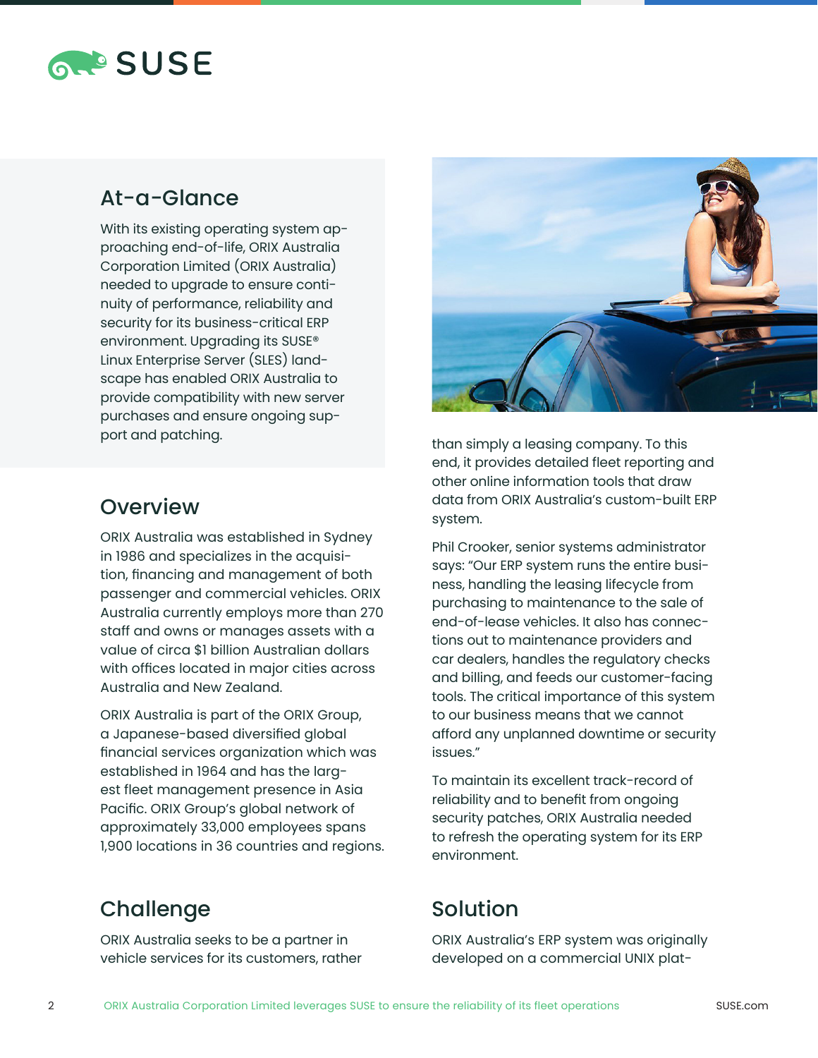## At-a-Glance

With its existing operating system approaching end-of-life, ORIX Australia Corporation Limited (ORIX Australia) needed to upgrade to ensure continuity of performance, reliability and security for its business-critical ERP environment. Upgrading its SUSE® Linux Enterprise Server (SLES) landscape has enabled ORIX Australia to provide compatibility with new server purchases and ensure ongoing support and patching.

## Overview

ORIX Australia was established in Sydney in 1986 and specializes in the acquisition, financing and management of both passenger and commercial vehicles. ORIX Australia currently employs more than 270 staff and owns or manages assets with a value of circa $1 billion Australian dollars with offices located in major cities across Australia and New Zealand.

ORIX Australia is part of the ORIX Group, a Japanese-based diversified global financial services organization which was established in 1964 and has the largest fleet management presence in Asia Pacific. ORIX Group's global network of approximately 33,000 employees spans 1,900 locations in 36 countries and regions.

## Challenge

ORIX Australia seeks to be a partner in vehicle services for its customers, rather than simply a leasing company. To this end, it provides detailed fleet reporting and other online information tools that draw data from ORIX Australia's custom-built ERP system.

Phil Crooker, senior systems administrator says: "Our ERP system runs the entire business, handling the leasing lifecycle from purchasing to maintenance to the sale of end-of-lease vehicles. It also has connections out to maintenance providers and car dealers, handles the regulatory checks and billing, and feeds our customer-facing tools. The critical importance of this system to our business means that we cannot afford any unplanned downtime or security issues."

To maintain its excellent track-record of reliability and to benefit from ongoing security patches, ORIX Australia needed to refresh the operating system for its ERP environment.

## Solution

ORIX Australia's ERP system was originally developed on a commercial UNIX plat-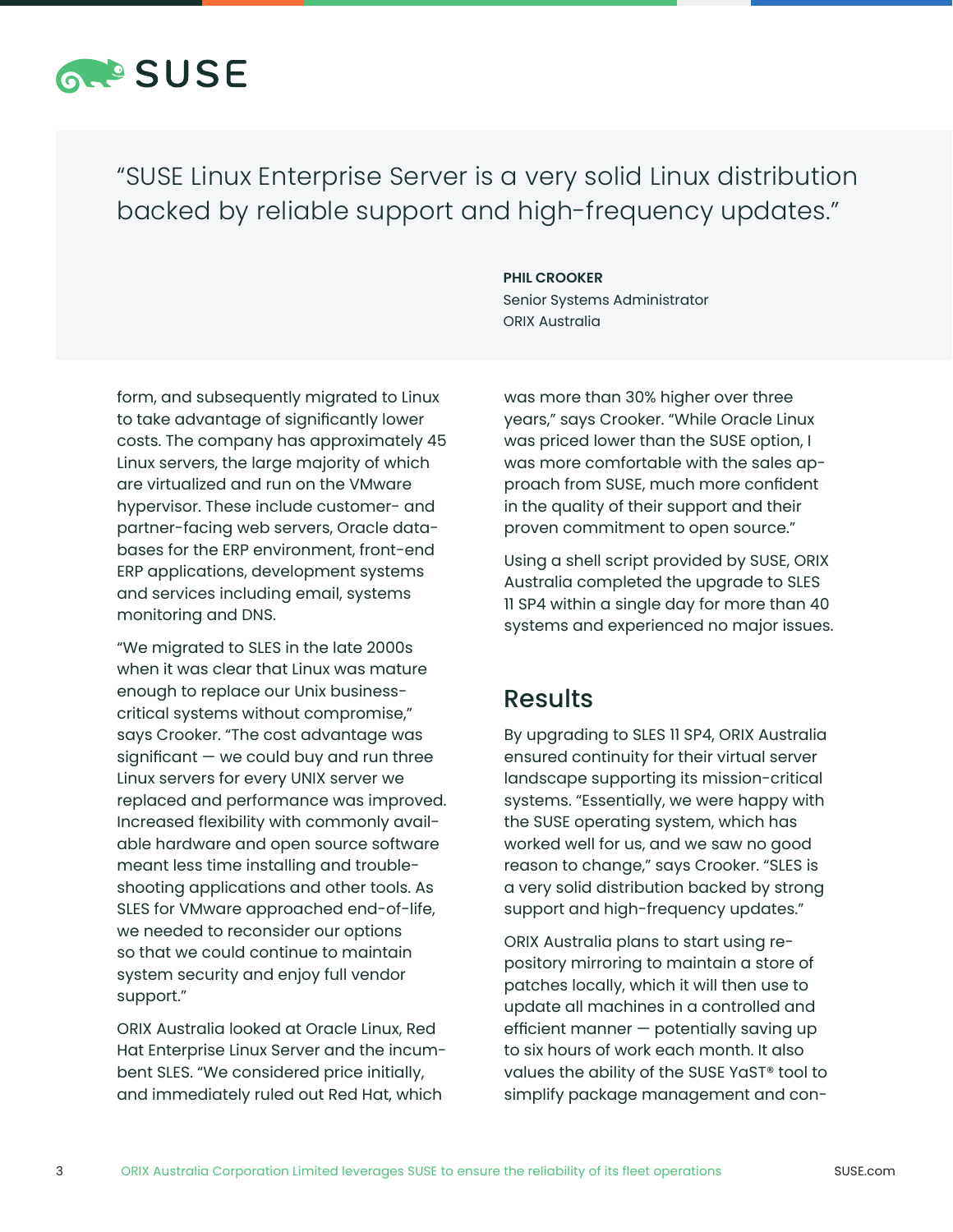> "SUSE Linux Enterprise Server is a very solid Linux distribution backed by reliable support and high-frequency updates."
>
> **PHIL CROOKER**
> Senior Systems Administrator
> ORIX Australia

form, and subsequently migrated to Linux to take advantage of significantly lower costs. The company has approximately 45 Linux servers, the large majority of which are virtualized and run on the VMware hypervisor. These include customer- and partner-facing web servers, Oracle databases for the ERP environment, front-end ERP applications, development systems and services including email, systems monitoring and DNS.

"We migrated to SLES in the late 2000s when it was clear that Linux was mature enough to replace our Unix business-critical systems without compromise," says Crooker. "The cost advantage was significant — we could buy and run three Linux servers for every UNIX server we replaced and performance was improved. Increased flexibility with commonly available hardware and open source software meant less time installing and troubleshooting applications and other tools. As SLES for VMware approached end-of-life, we needed to reconsider our options so that we could continue to maintain system security and enjoy full vendor support."

ORIX Australia looked at Oracle Linux, Red Hat Enterprise Linux Server and the incumbent SLES. "We considered price initially, and immediately ruled out Red Hat, which was more than 30% higher over three years," says Crooker. "While Oracle Linux was priced lower than the SUSE option, I was more comfortable with the sales approach from SUSE, much more confident in the quality of their support and their proven commitment to open source."

Using a shell script provided by SUSE, ORIX Australia completed the upgrade to SLES 11 SP4 within a single day for more than 40 systems and experienced no major issues.

## Results

By upgrading to SLES 11 SP4, ORIX Australia ensured continuity for their virtual server landscape supporting its mission-critical systems. "Essentially, we were happy with the SUSE operating system, which has worked well for us, and we saw no good reason to change," says Crooker. "SLES is a very solid distribution backed by strong support and high-frequency updates."

ORIX Australia plans to start using repository mirroring to maintain a store of patches locally, which it will then use to update all machines in a controlled and efficient manner — potentially saving up to six hours of work each month. It also values the ability of the SUSE YaST® tool to simplify package management and con-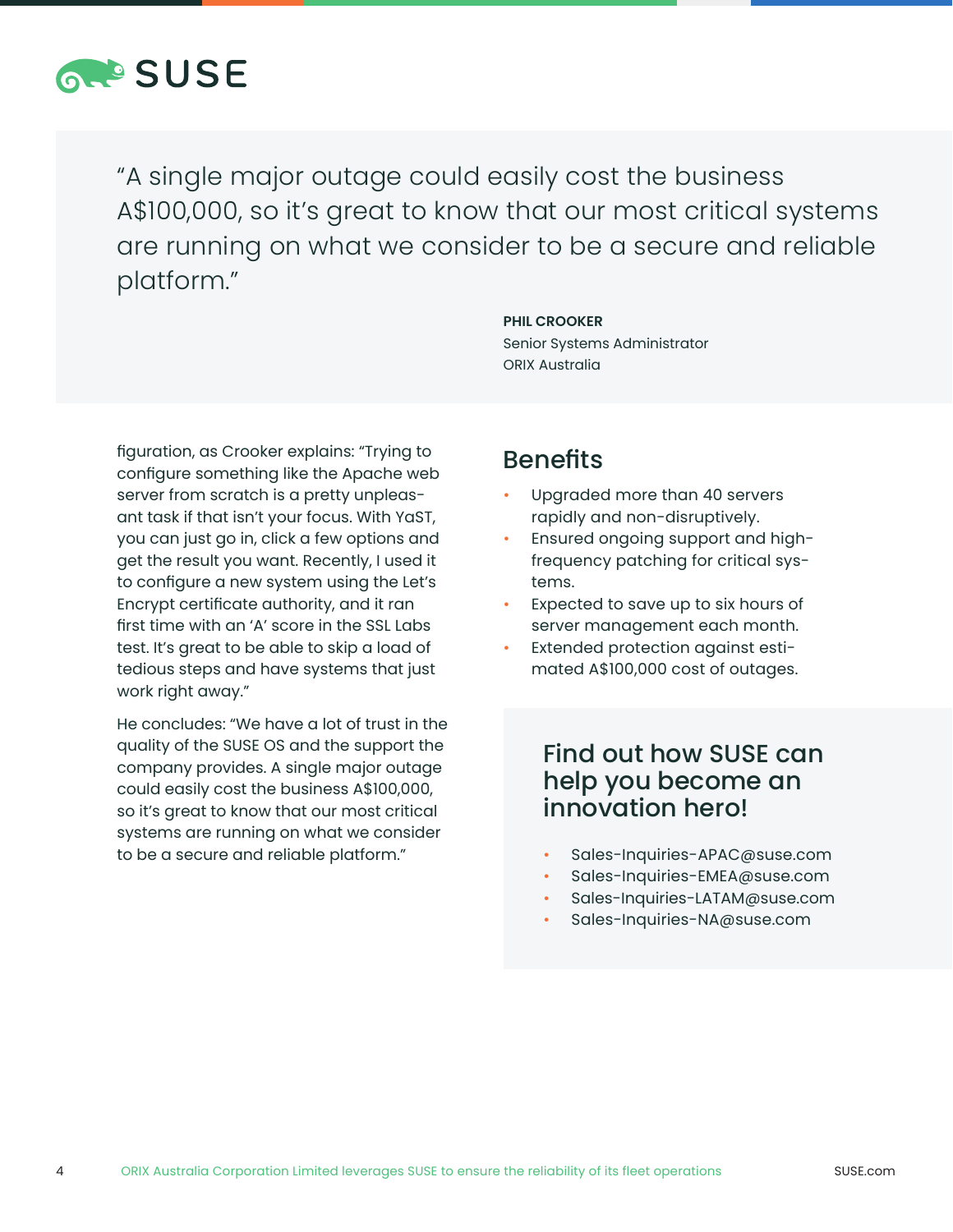> "A single major outage could easily cost the business A$100,000, so it's great to know that our most critical systems are running on what we consider to be a secure and reliable platform."
>
> **PHIL CROOKER**
> Senior Systems Administrator
> ORIX Australia

figuration, as Crooker explains: "Trying to configure something like the Apache web server from scratch is a pretty unpleasant task if that isn't your focus. With YaST, you can just go in, click a few options and get the result you want. Recently, I used it to configure a new system using the Let's Encrypt certificate authority, and it ran first time with an 'A' score in the SSL Labs test. It's great to be able to skip a load of tedious steps and have systems that just work right away."

He concludes: "We have a lot of trust in the quality of the SUSE OS and the support the company provides. A single major outage could easily cost the business A$100,000, so it's great to know that our most critical systems are running on what we consider to be a secure and reliable platform."

## Benefits

- Upgraded more than 40 servers rapidly and non-disruptively.
- Ensured ongoing support and high-frequency patching for critical systems.
- Expected to save up to six hours of server management each month.
- Extended protection against estimated A$100,000 cost of outages.

## Find out how SUSE can help you become an innovation hero!

- Sales-Inquiries-APAC@suse.com
- Sales-Inquiries-EMEA@suse.com
- Sales-Inquiries-LATAM@suse.com
- Sales-Inquiries-NA@suse.com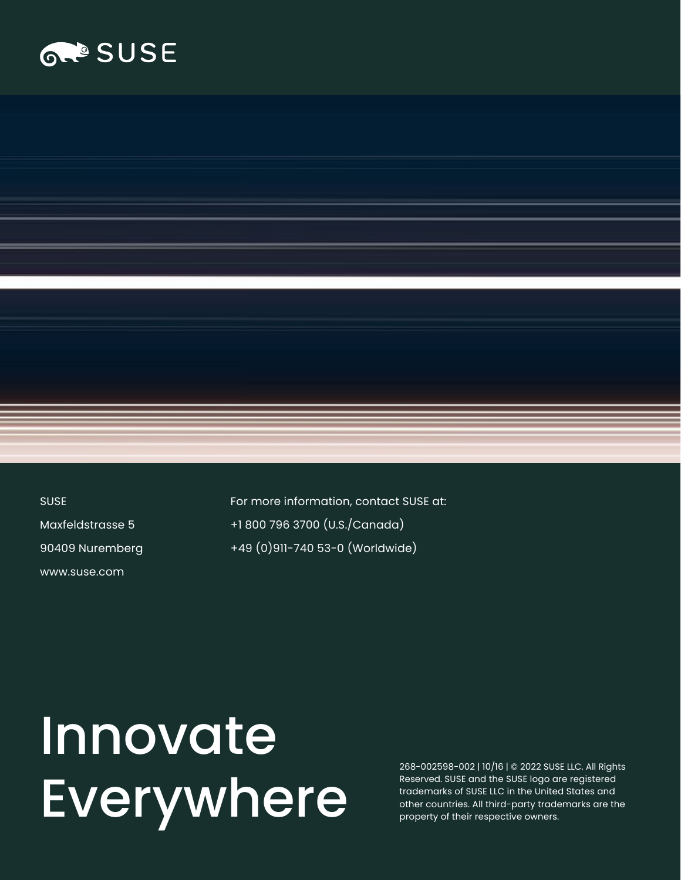SUSE

SUSE

Maxfeldstrasse 5

90409 Nuremberg

www.suse.com

For more information, contact SUSE at:

+1 800 796 3700 (U.S./Canada)

+49 (0)911-740 53-0 (Worldwide)

# Innovate Everywhere

268-002598-002 | 10/16 | © 2022 SUSE LLC. All Rights Reserved. SUSE and the SUSE logo are registered trademarks of SUSE LLC in the United States and other countries. All third-party trademarks are the property of their respective owners.